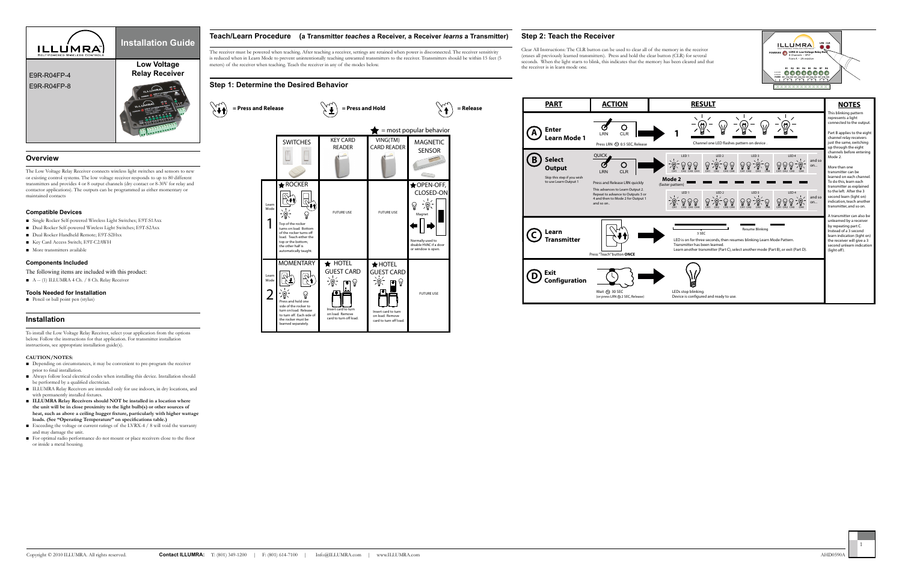# ILLUMRA Installation Guide

## Low Voltage Relay Receiver

E9R-R04FP-4

E9R-R04FP-8

## Overview

The Low Voltage Relay Receiver connects wireless light switches and sensors to new or existing control systems. The low voltage receiver responds to up to 80 different transmitters and provides 4 or 8 output channels (dry contact or 8-30V for relay and contactor applications). The outputs can be programmed as either momentary or maintained contacts

### Compatible Devices

- Single Rocker Self-powered Wireless Light Switches; E9T-S1Axx
- Dual Rocker Self-powered Wireless Light Switches; E9T-S2Axx
- Dual Rocker Handheld Remote; E9T-S2Hxx
- Key Card Access Switch; E9T-C2AWH
- More transmitters available

### Components Included

The following items are included with this product:

- A -- (1) ILLUMRA 4 Ch. / 8 Ch. Relay Receiver

### Tools Needed for Installation

- Pencil or ball point pen (stylus)

## Installation

To install the Low Voltage Relay Receiver, select your application from the options below. Follow the instructions for that application. For transmitter installation instructions, see appropriate installation guide(s).

**CAUTION/NOTES:**

- Depending on circumstances, it may be convenient to pre-program the receiver prior to final installation.
- Always follow local electrical codes when installing this device. Installation should be performed by a qualified electrician.
- ILLUMRA Relay Receivers are intended only for use indoors, in dry locations, and with permanently installed fixtures.
- **ILLUMRA Relay Receivers should NOT be installed in a location where the unit will be in close proximity to the light bulb(s) or other sources of heat, such as above a ceiling hugger fixture, particularly with higher wattage loads. (See "Operating Temperature" on specifications table.)**
- Exceeding the voltage or current ratings of the LVRX-4 / 8 will void the warranty and may damage the unit.
- For optimal radio performance do not mount or place receivers close to the floor or inside a metal housing.

## Teach/Learn Procedure (a Transmitter *teaches* a Receiver, a Receiver *learns* a Transmitter)

The receiver must be powered when teaching. After teaching a receiver, settings are retained when power is disconnected. The receiver sensitivity is reduced when in Learn Mode to prevent unintentionally teaching unwanted transmitters to the receiver. Transmitters should be within 15 feet (5 meters) of the receiver when teaching. Teach the receiver in any of the modes below.

## Step 1: Determine the Desired Behavior

= Press and Release  = Press and Hold  = Release

★ = most popular behavior

| Learn Mode | SWITCHES | KEY CARD READER | VING(TM) CARD READER | MAGNETIC SENSOR |
|---|---|---|---|---|
| 1 | ★ ROCKER<br>Top of the rocker turns on load. Bottom of the rocker turns off load. Teach either the top or the bottom; the other half is automatically taught. | FUTURE USE | FUTURE USE | ★ OPEN-OFF, CLOSED-ON<br>Magnet<br>Normally used to disable HVAC if a door or window is open. |
| 2 | MOMENTARY<br>Press and hold one side of the rocker to turn on load. Release to turn off. Each side of the rocker must be learned separately. | ★ HOTEL GUEST CARD<br>Insert card to turn on load. Remove card to turn off load. | ★ HOTEL GUEST CARD<br>Insert card to turn on load. Remove card to turn off load. | FUTURE USE |

## Step 2: Teach the Receiver

Clear All Instructions: The CLR button can be used to clear all of the memory in the receiver (erases all previously learned transmitters). Press and hold the clear button (CLR) for several seconds. When the light starts to blink, this indicates that the memory has been cleared and that the receiver is in learn mode one.

| PART | ACTION | RESULT | NOTES |
|---|---|---|---|
| A Enter Learn Mode 1 | LRN CLR<br>Press LRN 0.5 SEC, Release | 1<br>Channel one LED flashes pattern on device . | This blinking pattern represents a light connected to the output.<br><br>Part B applies to the eight channel relay receivers just the same, switching up through the eight channels before entering Mode 2.<br><br>More than one transmitter can be learned on each channel. To do this, learn each transmitter as explained to the left. After the 3 second learn (light on) indication, teach another transmitter, and so on.<br><br>A transmitter can also be unlearned by a receiver by repeating part C. Instead of a 3 second learn indication (light on) the receiver will give a 3 second unlearn indication (light off). |
| B Select Output<br>Skip this step if you wish to use Learn Output 1 | QUICK<br>LRN CLR<br>Press and Release LRN quickly<br>This advances to Learn Output 2. Repeat to advance to Outputs 3 or 4 and then to Mode 2 for Output 1 and so on.. | LED 1, LED 2, LED 3, LED 4 (CH1 CH2 CH3 CH4) and so on...<br>Mode 2 (faster pattern)<br>LED 1, LED 2, LED 3, LED 4 (CH1 CH2 CH3 CH4) and so on... | |
| C Learn Transmitter | Press "Teach" button **ONCE** | 3 SEC — Resume Blinking<br>LED is on for three seconds, then resumes blinking Learn Mode Pattern. Transmitter has been learned.<br>Learn another transmitter (Part C), select another mode (Part B), or exit (Part D). | |
| D Exit Configuration | Wait 30 SEC<br>(or press LRN 2 SEC, Release) | LEDs stop blinking.<br>Device is configured and ready to use. | |

Copyright © 2010 ILLUMRA. All rights reserved. **Contact ILLUMRA:** T: (801) 349-1200 | F: (801) 614-7100 | Info@ILLUMRA.com | www.ILLUMRA.com AHD0590A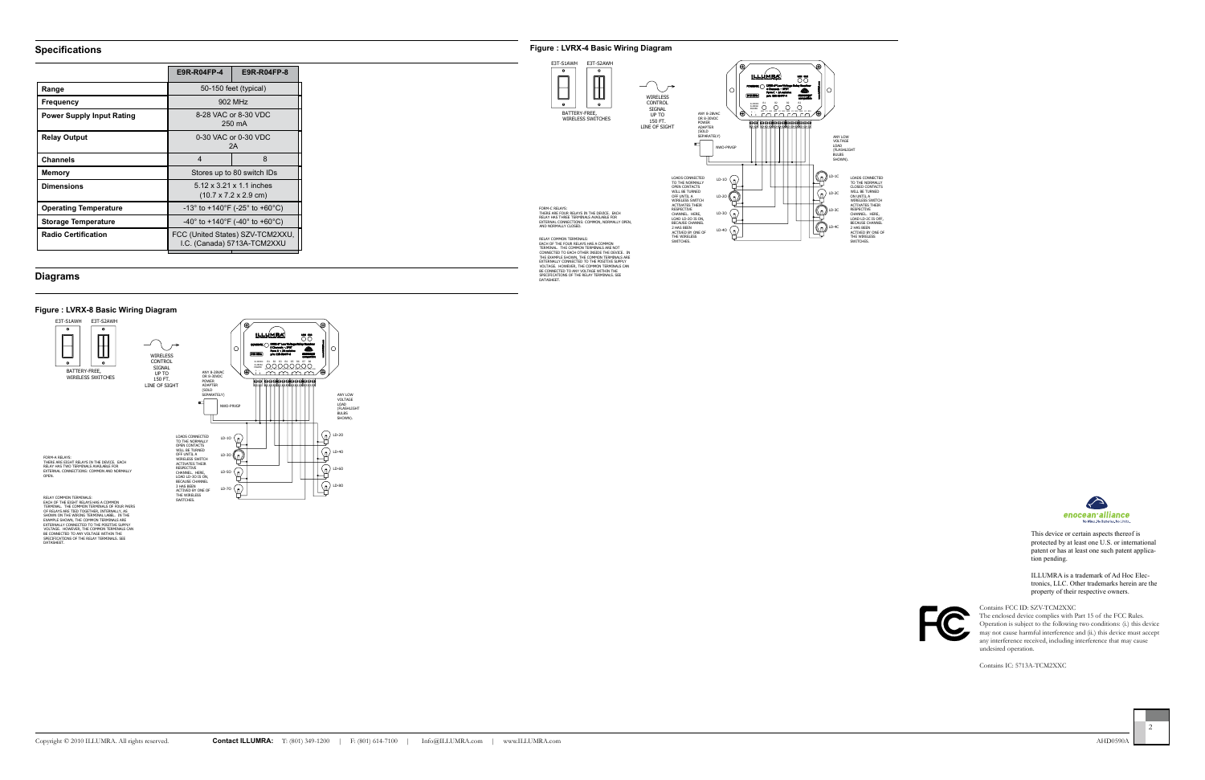## Specifications

| | E9R-R04FP-4 | E9R-R04FP-8 |
|---|---|---|
| **Range** | 50-150 feet (typical) | |
| **Frequency** | 902 MHz | |
| **Power Supply Input Rating** | 8-28 VAC or 8-30 VDC 250 mA | |
| **Relay Output** | 0-30 VAC or 0-30 VDC 2A | |
| **Channels** | 4 | 8 |
| **Memory** | Stores up to 80 switch IDs | |
| **Dimensions** | 5.12 x 3.21 x 1.1 inches (10.7 x 7.2 x 2.9 cm) | |
| **Operating Temperature** | -13° to +140°F (-25° to +60°C) | |
| **Storage Temperature** | -40° to +140°F (-40° to +60°C) | |
| **Radio Certification** | FCC (United States) SZV-TCM2XXU I.C. (Canada) 5713A-TCM2XXU | |

## Diagrams

### Figure : LVRX-8 Basic Wiring Diagram

E3T-S1AWH E3T-S2AWH

BATTERY-FREE, WIRELESS SWITCHES

WIRELESS CONTROL SIGNAL UP TO 150 FT. LINE OF SIGHT

ANY 8-28VAC OR 8-30VDC POWER ADAPTER (SOLD SEPARATELY)

ANY LOW VOLTAGE LOAD (FLASHLIGHT BULBS SHOWN).

LOADS CONNECTED TO THE NORMALLY OPEN CONTACTS WILL BE TURNED OFF UNTIL A WIRELESS SWITCH ACTIVATES THEIR RESPECTIVE CHANNEL. HERE, LOAD LD-3O IS ON, BECAUSE CHANNEL 3 HAS BEEN ACTIVED BY ONE OF THE WIRELESS SWITCHES.

LD-1O LD-2O LD-3O LD-4O LD-5O LD-6O LD-7O LD-8O

FORM-A RELAYS:
THERE ARE EIGHT RELAYS IN THE DEVICE. EACH RELAY HAS TWO TERMINALS AVAILABLE FOR EXTERNAL CONNECTIONS: COMMON AND NORMALLY OPEN.

RELAY COMMON TERMINALS:
EACH OF THE EIGHT RELAYS HAS A COMMON TERMINAL. THE COMMON TERMINALS OF FOUR PAIRS OF RELAYS ARE TIED TOGETHER, INTERNALLY, AS SHOWN ON THE WIRING TERMINAL LABEL. IN THE EXAMPLE SHOWN, THE COMMON TERMINALS ARE EXTERNALLY CONNECTED TO THE POSITIVE SUPPLY VOLTAGE. HOWEVER, THE COMMON TERMINALS CAN BE CONNECTED TO ANY VOLTAGE WITHIN THE SPECIFICATIONS OF THE RELAY TERMINALS. SEE DATASHEET.

### Figure : LVRX-4 Basic Wiring Diagram

E3T-S1AWH E3T-S2AWH

BATTERY-FREE, WIRELESS SWITCHES

WIRELESS CONTROL SIGNAL UP TO 150 FT. LINE OF SIGHT

ANY 8-28VAC OR 8-30VDC POWER ADAPTER (SOLD SEPARATELY)

ANY LOW VOLTAGE LOAD (FLASHLIGHT BULBS SHOWN).

LOADS CONNECTED TO THE NORMALLY OPEN CONTACTS WILL BE TURNED OFF UNTIL A WIRELESS SWITCH ACTIVATES THEIR RESPECTIVE CHANNEL. HERE, LOAD LD-3O IS ON, BECAUSE CHANNEL 2 HAS BEEN ACTIVED BY ONE OF THE WIRELESS SWITCHES.

LD-1O LD-2O LD-3O LD-4O

LOADS CONNECTED TO THE NORMALLY CLOSED CONTACTS WILL BE TURNED ON UNTIL A WIRELESS SWITCH ACTIVATES THEIR RESPECTIVE CHANNEL. HERE, LOAD LD-2C IS OFF, BECAUSE CHANNEL 2 HAS BEEN ACTIVED BY ONE OF THE WIRELESS SWITCHES.

LD-1C LD-2C LD-3C LD-4C

FORM-C RELAYS:
THERE ARE FOUR RELAYS IN THE DEVICE. EACH RELAY HAS THREE TERMINALS AVAILABLE FOR EXTERNAL CONNECTIONS: COMMON, NORMALLY OPEN, AND NORMALLY CLOSED.

RELAY COMMON TERMINALS:
EACH OF THE FOUR RELAYS HAS A COMMON TERMINAL. THE COMMON TERMINALS ARE NOT CONNECTED TO EACH OTHER INSIDE THE DEVICE. IN THE EXAMPLE SHOWN, THE COMMON TERMINALS ARE EXTERNALLY CONNECTED TO THE POSITIVE SUPPLY VOLTAGE. HOWEVER, THE COMMON TERMINALS CAN BE CONNECTED TO ANY VOLTAGE WITHIN THE SPECIFICATIONS OF THE RELAY TERMINALS. SEE DATASHEET.

This device or certain aspects thereof is protected by at least one U.S. or international patent or has at least one such patent application pending.

ILLUMRA is a trademark of Ad Hoc Electronics, LLC. Other trademarks herein are the property of their respective owners.

Contains FCC ID: SZV-TCM2XXC
The enclosed device complies with Part 15 of the FCC Rules. Operation is subject to the following two conditions: (i.) this device may not cause harmful interference and (ii.) this device must accept any interference received, including interference that may cause undesired operation.

Contains IC: 5713A-TCM2XXC

Copyright © 2010 ILLUMRA. All rights reserved. **Contact ILLUMRA:** T: (801) 349-1200 | F: (801) 614-7100 | Info@ILLUMRA.com | www.ILLUMRA.com

AHD0590A